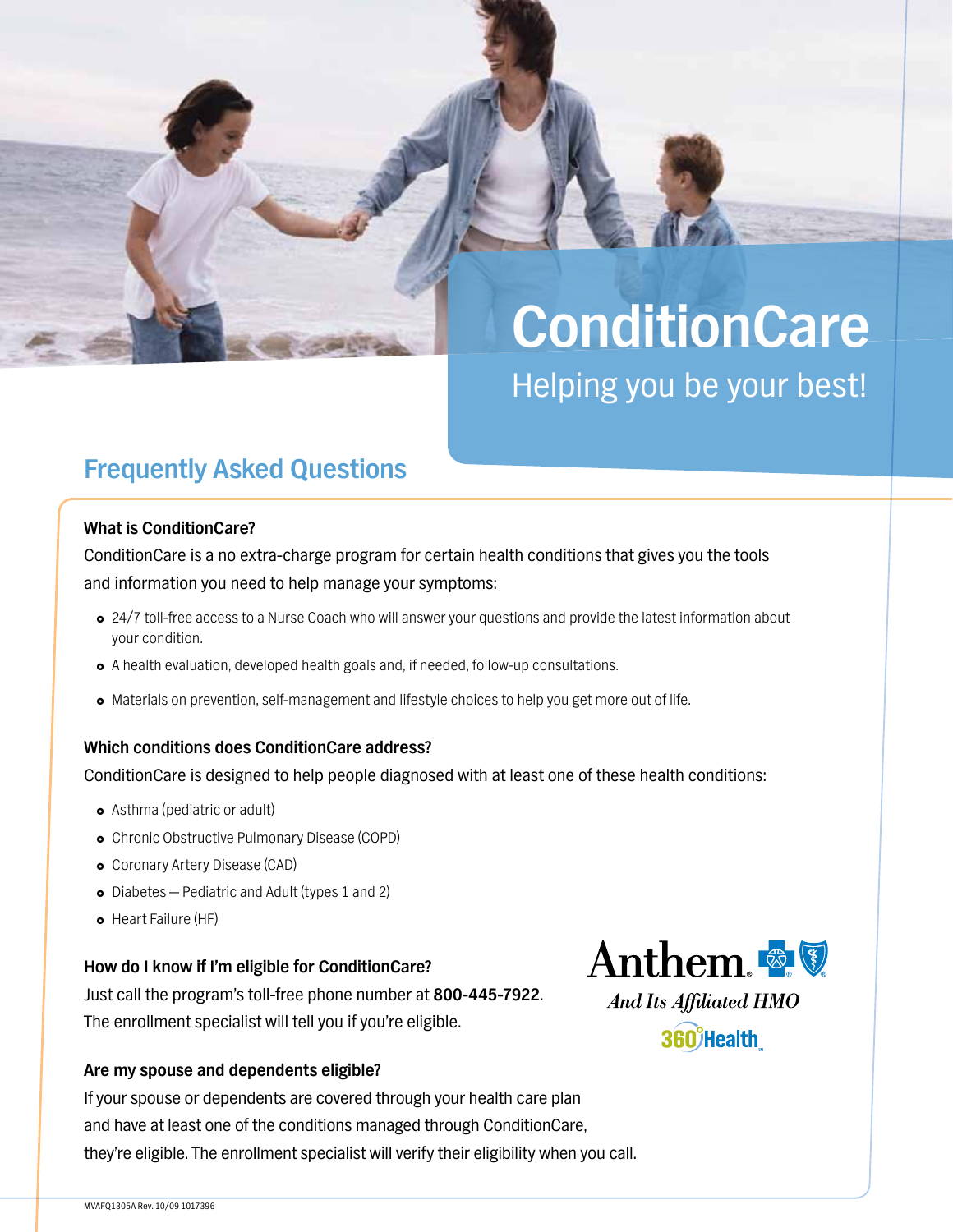# ConditionCare

Helping you be your best!

## Frequently Asked Questions

### What is ConditionCare?

ConditionCare is a no extra-charge program for certain health conditions that gives you the tools and information you need to help manage your symptoms:

- 24/7 toll-free access to a Nurse Coach who will answer your questions and provide the latest information about your condition.
- A health evaluation, developed health goals and, if needed, follow-up consultations.
- Materials on prevention, self-management and lifestyle choices to help you get more out of life.

### Which conditions does ConditionCare address?

ConditionCare is designed to help people diagnosed with at least one of these health conditions:

- Asthma (pediatric or adult)
- Chronic Obstructive Pulmonary Disease (COPD)
- Coronary Artery Disease (CAD)
- Diabetes — Pediatric and Adult (types 1 and 2)
- Heart Failure (HF)

### How do I know if I'm eligible for ConditionCare?

Just call the program's toll-free phone number at **800-445-7922**. The enrollment specialist will tell you if you're eligible.

### Are my spouse and dependents eligible?

If your spouse or dependents are covered through your health care plan and have at least one of the conditions managed through ConditionCare, they're eligible. The enrollment specialist will verify their eligibility when you call.

Anthem.

*And Its Affiliated HMO*

360° Health

MVAFQ1305A Rev. 10/09 1017396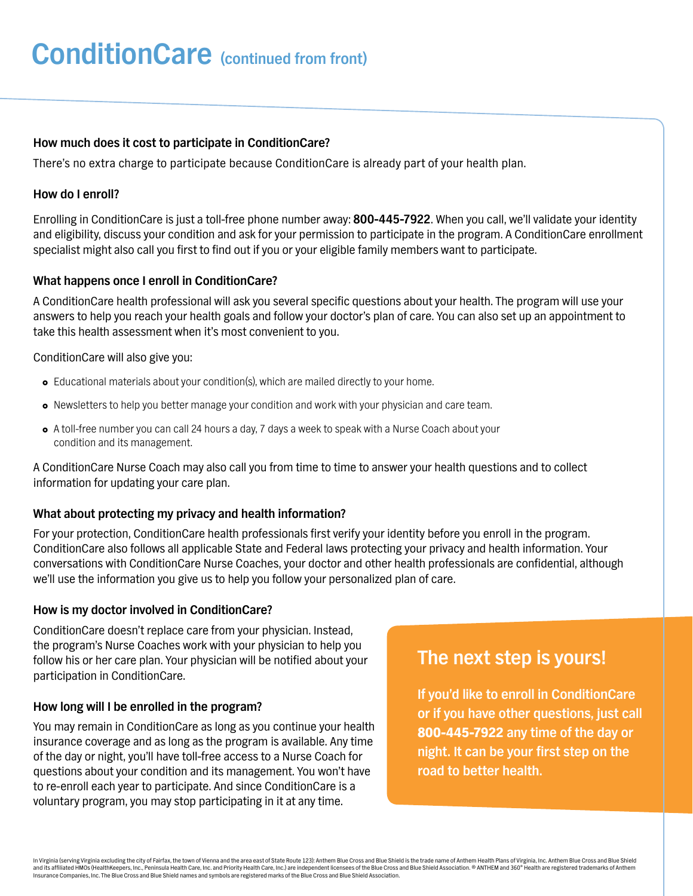# ConditionCare (continued from front)

### How much does it cost to participate in ConditionCare?

There's no extra charge to participate because ConditionCare is already part of your health plan.

### How do I enroll?

Enrolling in ConditionCare is just a toll-free phone number away: **800-445-7922**. When you call, we'll validate your identity and eligibility, discuss your condition and ask for your permission to participate in the program. A ConditionCare enrollment specialist might also call you first to find out if you or your eligible family members want to participate.

### What happens once I enroll in ConditionCare?

A ConditionCare health professional will ask you several specific questions about your health. The program will use your answers to help you reach your health goals and follow your doctor's plan of care. You can also set up an appointment to take this health assessment when it's most convenient to you.

ConditionCare will also give you:

- Educational materials about your condition(s), which are mailed directly to your home.
- Newsletters to help you better manage your condition and work with your physician and care team.
- A toll-free number you can call 24 hours a day, 7 days a week to speak with a Nurse Coach about your condition and its management.

A ConditionCare Nurse Coach may also call you from time to time to answer your health questions and to collect information for updating your care plan.

### What about protecting my privacy and health information?

For your protection, ConditionCare health professionals first verify your identity before you enroll in the program. ConditionCare also follows all applicable State and Federal laws protecting your privacy and health information. Your conversations with ConditionCare Nurse Coaches, your doctor and other health professionals are confidential, although we'll use the information you give us to help you follow your personalized plan of care.

### How is my doctor involved in ConditionCare?

ConditionCare doesn't replace care from your physician. Instead, the program's Nurse Coaches work with your physician to help you follow his or her care plan. Your physician will be notified about your participation in ConditionCare.

### How long will I be enrolled in the program?

You may remain in ConditionCare as long as you continue your health insurance coverage and as long as the program is available. Any time of the day or night, you'll have toll-free access to a Nurse Coach for questions about your condition and its management. You won't have to re-enroll each year to participate. And since ConditionCare is a voluntary program, you may stop participating in it at any time.

## The next step is yours!

**If you'd like to enroll in ConditionCare or if you have other questions, just call 800-445-7922 any time of the day or night. It can be your first step on the road to better health.**

In Virginia (serving Virginia excluding the city of Fairfax, the town of Vienna and the area east of State Route 123): Anthem Blue Cross and Blue Shield is the trade name of Anthem Health Plans of Virginia, Inc. Anthem Blue Cross and Blue Shield and its affiliated HMOs (HealthKeepers, Inc., Peninsula Health Care, Inc. and Priority Health Care, Inc.) are independent licensees of the Blue Cross and Blue Shield Association. ® ANTHEM and 360° Health are registered trademarks of Anthem Insurance Companies, Inc. The Blue Cross and Blue Shield names and symbols are registered marks of the Blue Cross and Blue Shield Association.